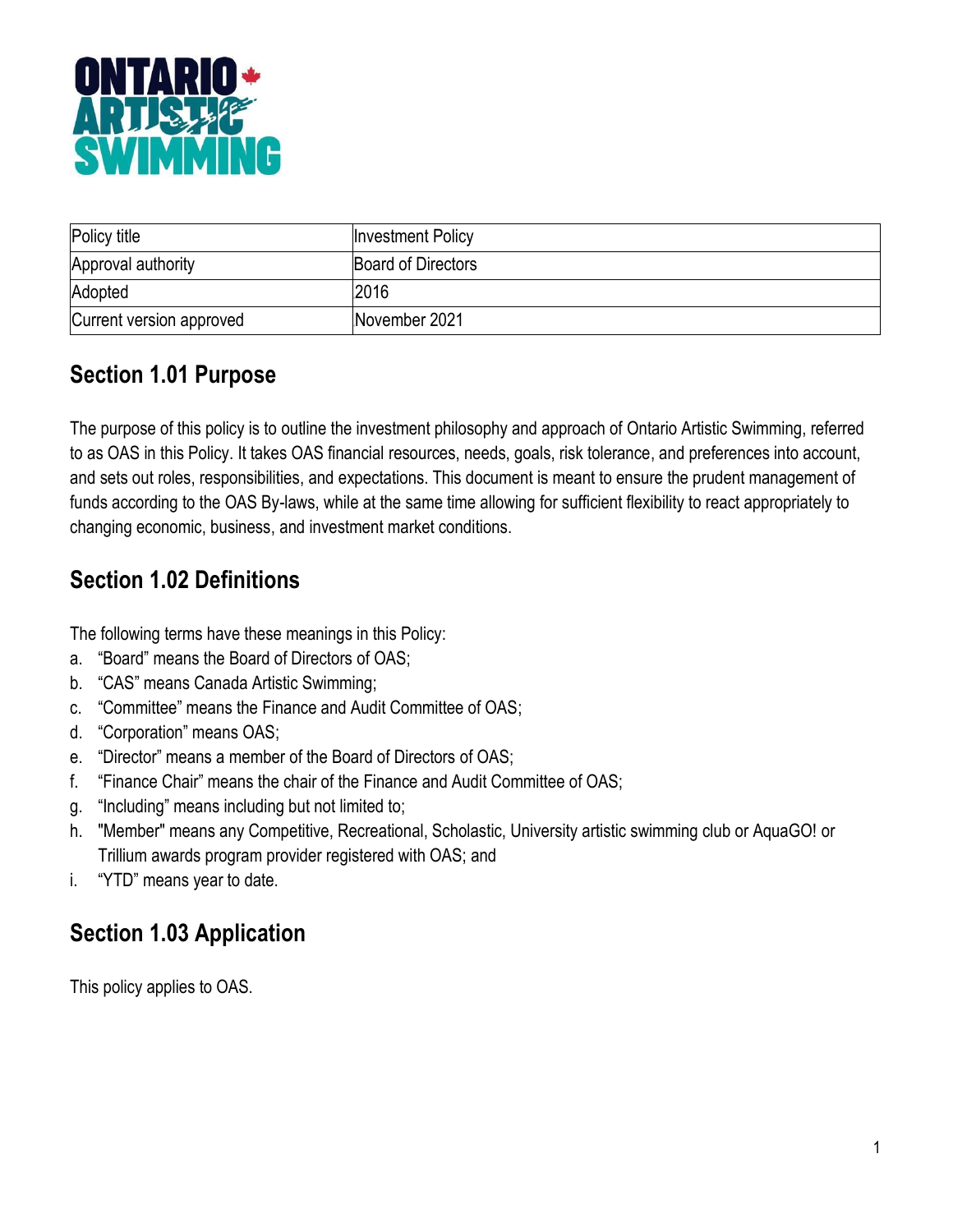| Policy title | Investment Policy |
| --- | --- |
| Approval authority | Board of Directors |
| Adopted | 2016 |
| Current version approved | November 2021 |

## Section 1.01 Purpose

The purpose of this policy is to outline the investment philosophy and approach of Ontario Artistic Swimming, referred to as OAS in this Policy. It takes OAS financial resources, needs, goals, risk tolerance, and preferences into account, and sets out roles, responsibilities, and expectations. This document is meant to ensure the prudent management of funds according to the OAS By-laws, while at the same time allowing for sufficient flexibility to react appropriately to changing economic, business, and investment market conditions.

## Section 1.02 Definitions

The following terms have these meanings in this Policy:

a. “Board” means the Board of Directors of OAS;
b. “CAS” means Canada Artistic Swimming;
c. “Committee” means the Finance and Audit Committee of OAS;
d. “Corporation” means OAS;
e. “Director” means a member of the Board of Directors of OAS;
f. “Finance Chair” means the chair of the Finance and Audit Committee of OAS;
g. “Including” means including but not limited to;
h. "Member" means any Competitive, Recreational, Scholastic, University artistic swimming club or AquaGO! or Trillium awards program provider registered with OAS; and
i. “YTD” means year to date.

## Section 1.03 Application

This policy applies to OAS.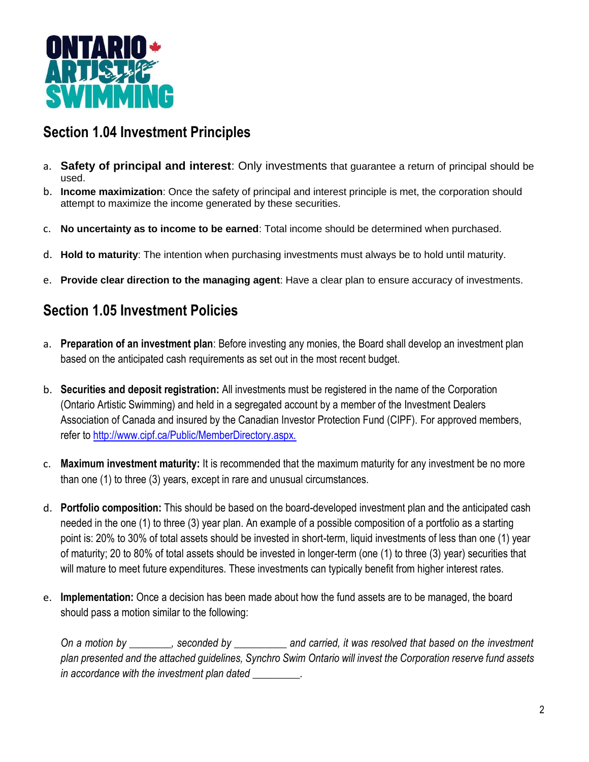## Section 1.04 Investment Principles

a. **Safety of principal and interest**: Only investments that guarantee a return of principal should be used.
b. **Income maximization**: Once the safety of principal and interest principle is met, the corporation should attempt to maximize the income generated by these securities.
c. **No uncertainty as to income to be earned**: Total income should be determined when purchased.
d. **Hold to maturity**: The intention when purchasing investments must always be to hold until maturity.
e. **Provide clear direction to the managing agent**: Have a clear plan to ensure accuracy of investments.

## Section 1.05 Investment Policies

a. **Preparation of an investment plan**: Before investing any monies, the Board shall develop an investment plan based on the anticipated cash requirements as set out in the most recent budget.

b. **Securities and deposit registration:** All investments must be registered in the name of the Corporation (Ontario Artistic Swimming) and held in a segregated account by a member of the Investment Dealers Association of Canada and insured by the Canadian Investor Protection Fund (CIPF). For approved members, refer to [http://www.cipf.ca/Public/MemberDirectory.aspx.](http://www.cipf.ca/Public/MemberDirectory.aspx)

c. **Maximum investment maturity:** It is recommended that the maximum maturity for any investment be no more than one (1) to three (3) years, except in rare and unusual circumstances.

d. **Portfolio composition:** This should be based on the board-developed investment plan and the anticipated cash needed in the one (1) to three (3) year plan. An example of a possible composition of a portfolio as a starting point is: 20% to 30% of total assets should be invested in short-term, liquid investments of less than one (1) year of maturity; 20 to 80% of total assets should be invested in longer-term (one (1) to three (3) year) securities that will mature to meet future expenditures. These investments can typically benefit from higher interest rates.

e. **Implementation:** Once a decision has been made about how the fund assets are to be managed, the board should pass a motion similar to the following:

   *On a motion by ________, seconded by __________ and carried, it was resolved that based on the investment plan presented and the attached guidelines, Synchro Swim Ontario will invest the Corporation reserve fund assets in accordance with the investment plan dated _________.*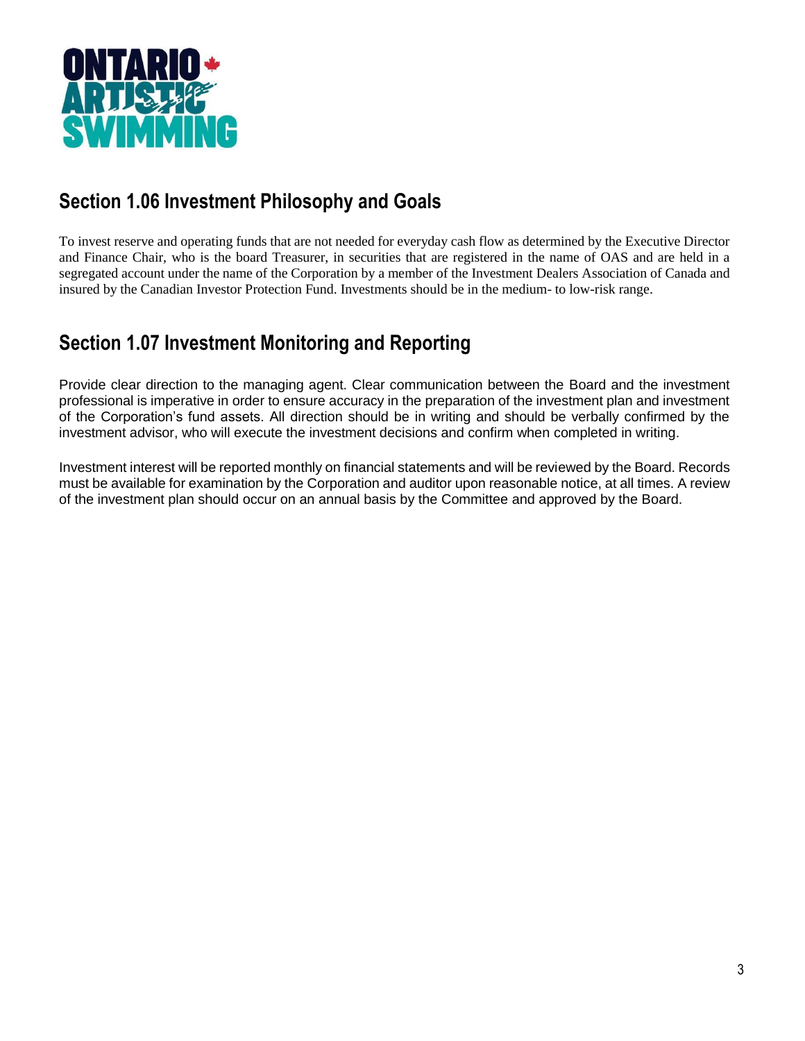## Section 1.06 Investment Philosophy and Goals

To invest reserve and operating funds that are not needed for everyday cash flow as determined by the Executive Director and Finance Chair, who is the board Treasurer, in securities that are registered in the name of OAS and are held in a segregated account under the name of the Corporation by a member of the Investment Dealers Association of Canada and insured by the Canadian Investor Protection Fund. Investments should be in the medium- to low-risk range.

## Section 1.07 Investment Monitoring and Reporting

Provide clear direction to the managing agent. Clear communication between the Board and the investment professional is imperative in order to ensure accuracy in the preparation of the investment plan and investment of the Corporation's fund assets. All direction should be in writing and should be verbally confirmed by the investment advisor, who will execute the investment decisions and confirm when completed in writing.

Investment interest will be reported monthly on financial statements and will be reviewed by the Board. Records must be available for examination by the Corporation and auditor upon reasonable notice, at all times. A review of the investment plan should occur on an annual basis by the Committee and approved by the Board.